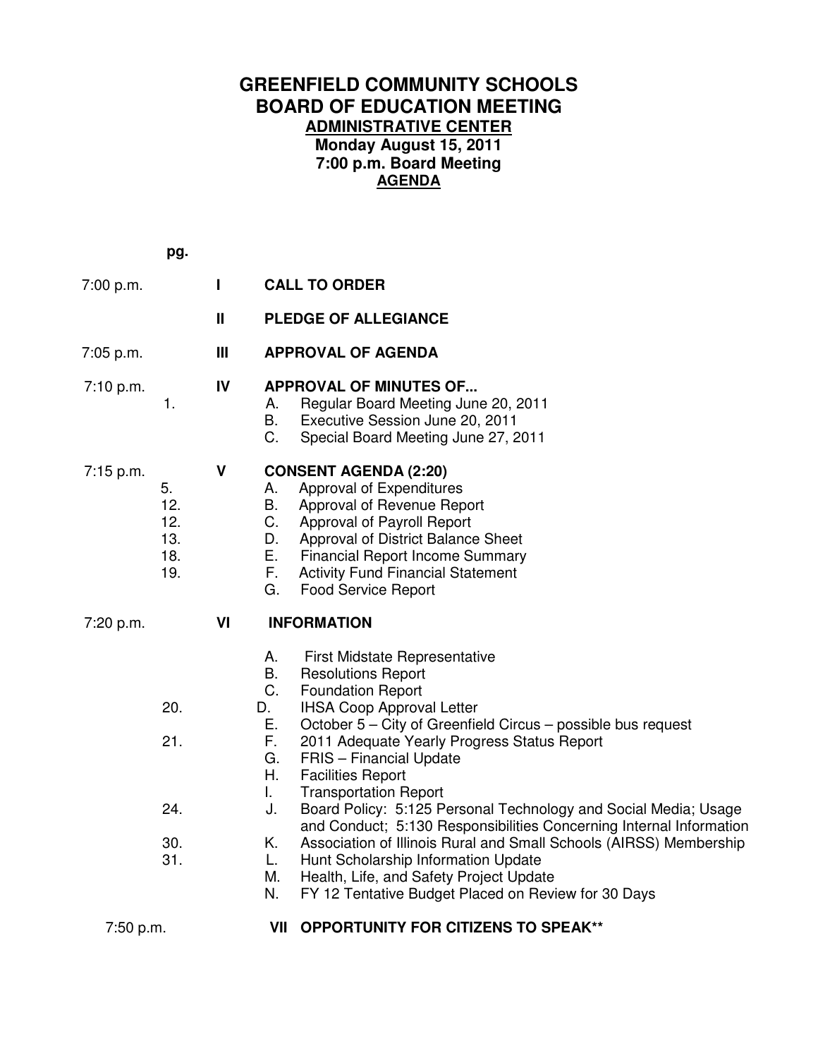# GREENFIELD COMMUNITY SCHOOLS
# BOARD OF EDUCATION MEETING
## ADMINISTRATIVE CENTER
### Monday August 15, 2011
### 7:00 p.m. Board Meeting
### AGENDA

| Time | pg. | | Item |
|---|---|---|---|
| 7:00 p.m. | | **I** | **CALL TO ORDER** |
| | | **II** | **PLEDGE OF ALLEGIANCE** |
| 7:05 p.m. | | **III** | **APPROVAL OF AGENDA** |
| 7:10 p.m. | | **IV** | **APPROVAL OF MINUTES OF...** |
| | 1. | | A. Regular Board Meeting June 20, 2011 |
| | | | B. Executive Session June 20, 2011 |
| | | | C. Special Board Meeting June 27, 2011 |
| 7:15 p.m. | | **V** | **CONSENT AGENDA (2:20)** |
| | 5. | | A. Approval of Expenditures |
| | 12. | | B. Approval of Revenue Report |
| | 12. | | C. Approval of Payroll Report |
| | 13. | | D. Approval of District Balance Sheet |
| | 18. | | E. Financial Report Income Summary |
| | 19. | | F. Activity Fund Financial Statement |
| | | | G. Food Service Report |
| 7:20 p.m. | | **VI** | **INFORMATION** |
| | | | A. First Midstate Representative |
| | | | B. Resolutions Report |
| | | | C. Foundation Report |
| | 20. | | D. IHSA Coop Approval Letter |
| | | | E. October 5 – City of Greenfield Circus – possible bus request |
| | 21. | | F. 2011 Adequate Yearly Progress Status Report |
| | | | G. FRIS – Financial Update |
| | | | H. Facilities Report |
| | | | I. Transportation Report |
| | 24. | | J. Board Policy: 5:125 Personal Technology and Social Media; Usage and Conduct; 5:130 Responsibilities Concerning Internal Information |
| | 30. | | K. Association of Illinois Rural and Small Schools (AIRSS) Membership |
| | 31. | | L. Hunt Scholarship Information Update |
| | | | M. Health, Life, and Safety Project Update |
| | | | N. FY 12 Tentative Budget Placed on Review for 30 Days |
| 7:50 p.m. | | **VII** | **OPPORTUNITY FOR CITIZENS TO SPEAK**\*\* |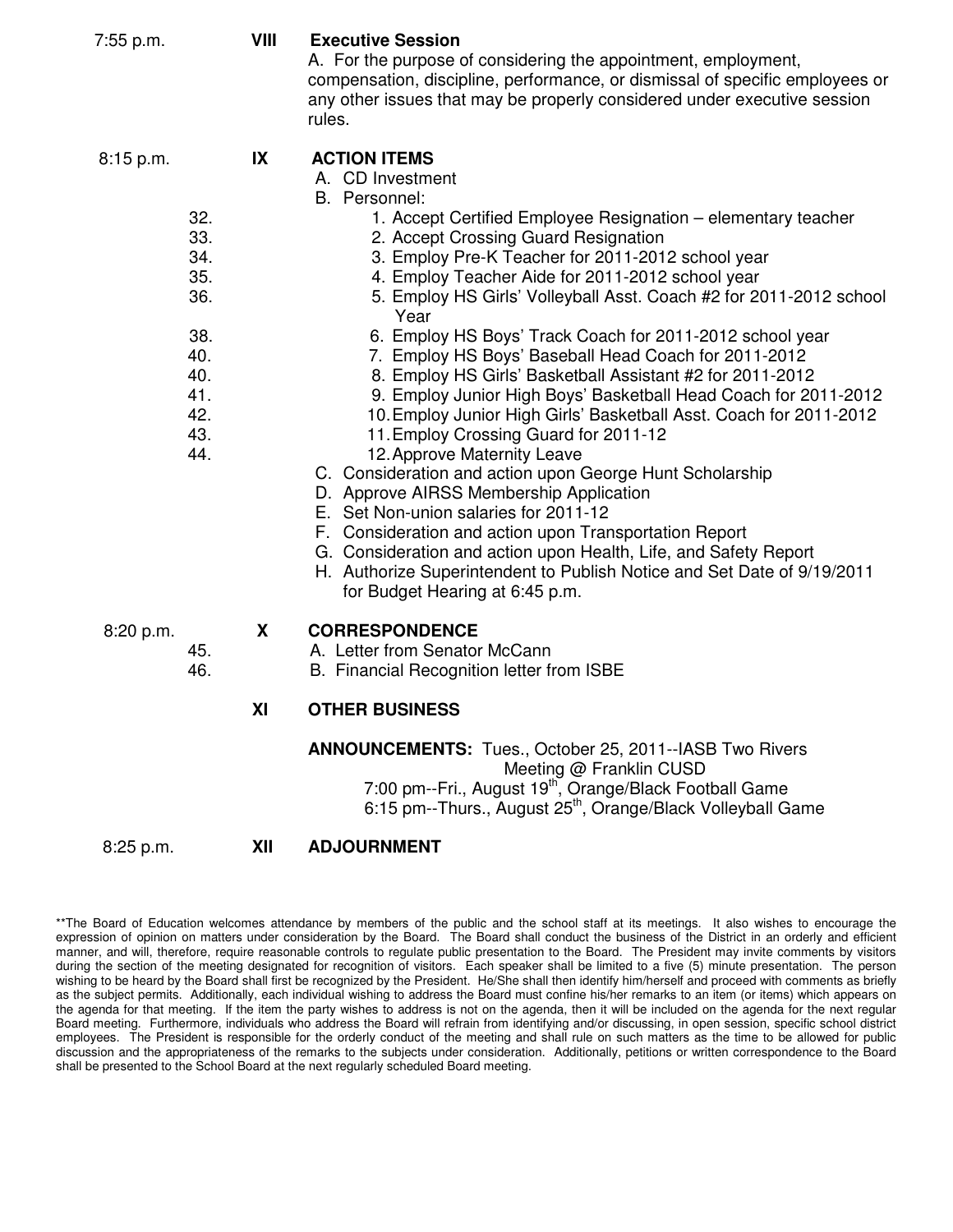7:55 p.m. **VIII** **Executive Session**

A. For the purpose of considering the appointment, employment, compensation, discipline, performance, or dismissal of specific employees or any other issues that may be properly considered under executive session rules.

8:15 p.m. **IX** **ACTION ITEMS**

A. CD Investment

B. Personnel:

32. 1. Accept Certified Employee Resignation – elementary teacher
33. 2. Accept Crossing Guard Resignation
34. 3. Employ Pre-K Teacher for 2011-2012 school year
35. 4. Employ Teacher Aide for 2011-2012 school year
36. 5. Employ HS Girls' Volleyball Asst. Coach #2 for 2011-2012 school Year
38. 6. Employ HS Boys' Track Coach for 2011-2012 school year
40. 7. Employ HS Boys' Baseball Head Coach for 2011-2012
40. 8. Employ HS Girls' Basketball Assistant #2 for 2011-2012
41. 9. Employ Junior High Boys' Basketball Head Coach for 2011-2012
42. 10. Employ Junior High Girls' Basketball Asst. Coach for 2011-2012
43. 11. Employ Crossing Guard for 2011-12
44. 12. Approve Maternity Leave

C. Consideration and action upon George Hunt Scholarship

D. Approve AIRSS Membership Application

E. Set Non-union salaries for 2011-12

F. Consideration and action upon Transportation Report

G. Consideration and action upon Health, Life, and Safety Report

H. Authorize Superintendent to Publish Notice and Set Date of 9/19/2011 for Budget Hearing at 6:45 p.m.

8:20 p.m. **X** **CORRESPONDENCE**

45. A. Letter from Senator McCann
46. B. Financial Recognition letter from ISBE

**XI** **OTHER BUSINESS**

**ANNOUNCEMENTS:** Tues., October 25, 2011--IASB Two Rivers Meeting @ Franklin CUSD

7:00 pm--Fri., August 19th, Orange/Black Football Game

6:15 pm--Thurs., August 25th, Orange/Black Volleyball Game

8:25 p.m. **XII** **ADJOURNMENT**

**The Board of Education welcomes attendance by members of the public and the school staff at its meetings. It also wishes to encourage the expression of opinion on matters under consideration by the Board. The Board shall conduct the business of the District in an orderly and efficient manner, and will, therefore, require reasonable controls to regulate public presentation to the Board. The President may invite comments by visitors during the section of the meeting designated for recognition of visitors. Each speaker shall be limited to a five (5) minute presentation. The person wishing to be heard by the Board shall first be recognized by the President. He/She shall then identify him/herself and proceed with comments as briefly as the subject permits. Additionally, each individual wishing to address the Board must confine his/her remarks to an item (or items) which appears on the agenda for that meeting. If the item the party wishes to address is not on the agenda, then it will be included on the agenda for the next regular Board meeting. Furthermore, individuals who address the Board will refrain from identifying and/or discussing, in open session, specific school district employees. The President is responsible for the orderly conduct of the meeting and shall rule on such matters as the time to be allowed for public discussion and the appropriateness of the remarks to the subjects under consideration. Additionally, petitions or written correspondence to the Board shall be presented to the School Board at the next regularly scheduled Board meeting.